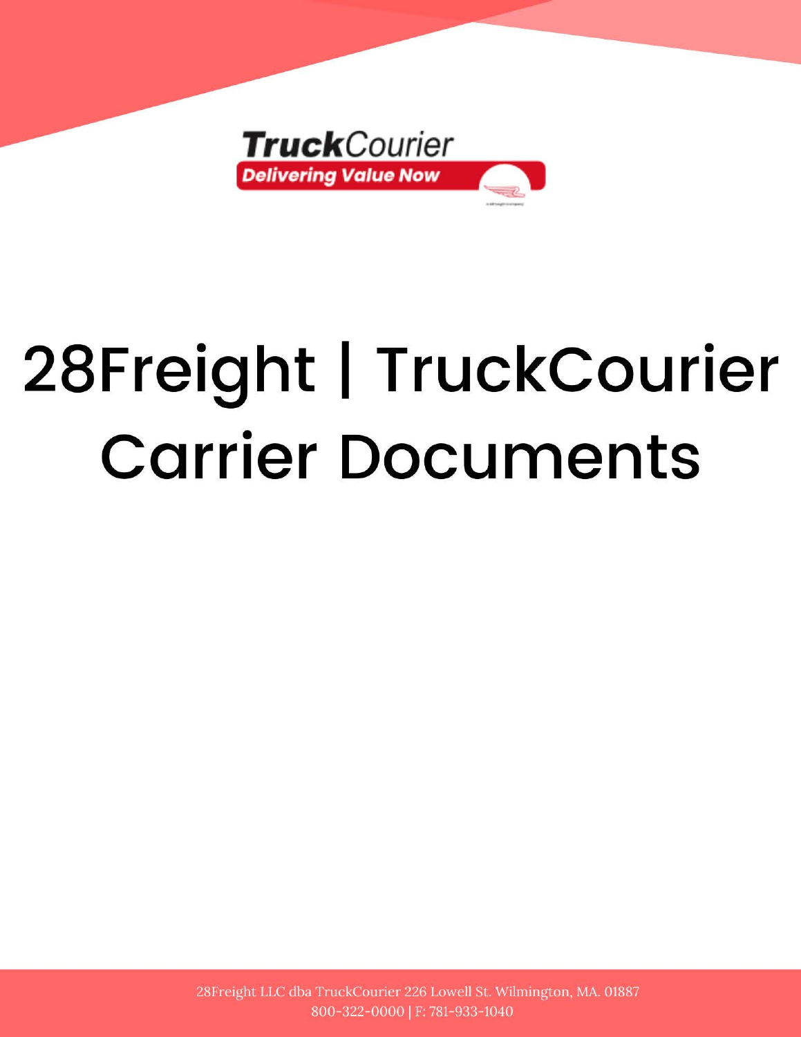TruckCourier

Delivering Value Now

# 28Freight | TruckCourier Carrier Documents

28Freight LLC dba TruckCourier 226 Lowell St. Wilmington, MA. 01887
800-322-0000 | F: 781-933-1040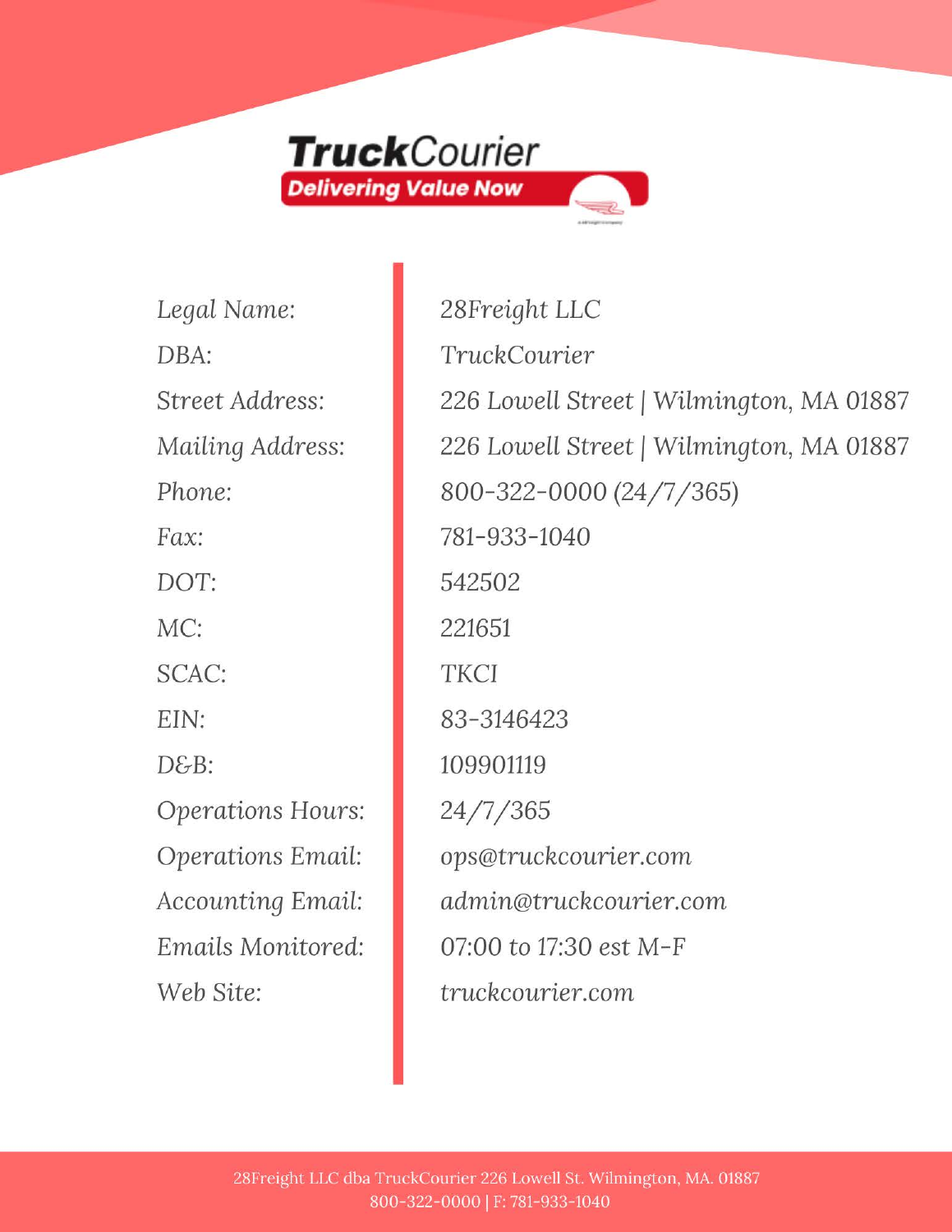**TruckCourier**

**Delivering Value Now**

| | |
|---|---|
| *Legal Name:* | 28Freight LLC |
| *DBA:* | TruckCourier |
| *Street Address:* | 226 Lowell Street \| Wilmington, MA 01887 |
| *Mailing Address:* | 226 Lowell Street \| Wilmington, MA 01887 |
| *Phone:* | 800-322-0000 (24/7/365) |
| *Fax:* | 781-933-1040 |
| *DOT:* | 542502 |
| *MC:* | 221651 |
| *SCAC:* | TKCI |
| *EIN:* | 83-3146423 |
| *D&B:* | 109901119 |
| *Operations Hours:* | 24/7/365 |
| *Operations Email:* | *ops@truckcourier.com* |
| *Accounting Email:* | *admin@truckcourier.com* |
| *Emails Monitored:* | 07:00 to 17:30 est M-F |
| *Web Site:* | *truckcourier.com* |

28Freight LLC dba TruckCourier 226 Lowell St. Wilmington, MA. 01887
800-322-0000 | F: 781-933-1040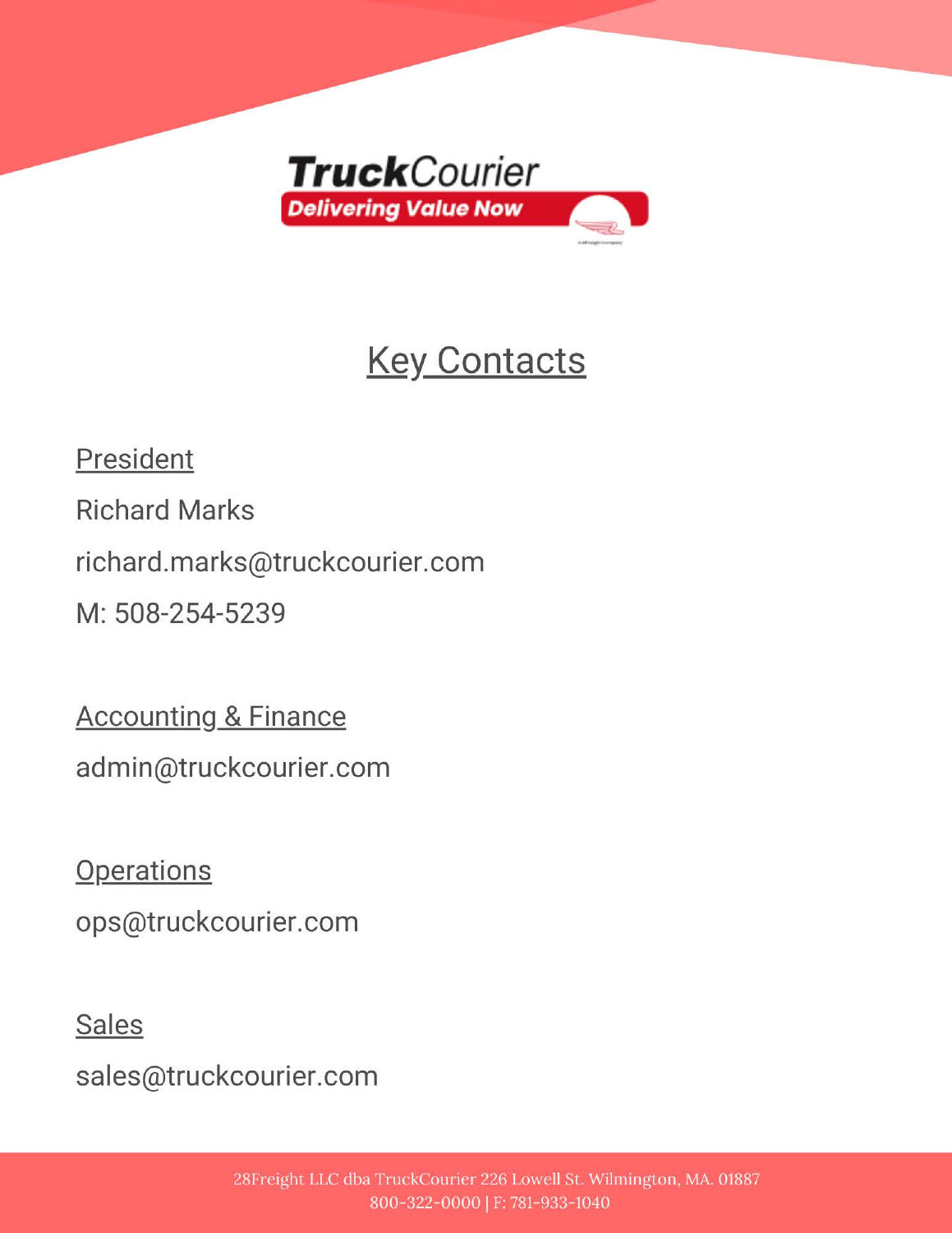TruckCourier

Delivering Value Now

# Key Contacts

## President

Richard Marks

richard.marks@truckcourier.com

M: 508-254-5239

## Accounting & Finance

admin@truckcourier.com

## Operations

ops@truckcourier.com

## Sales

sales@truckcourier.com

28Freight LLC dba TruckCourier 226 Lowell St. Wilmington, MA. 01887
800-322-0000 | F: 781-933-1040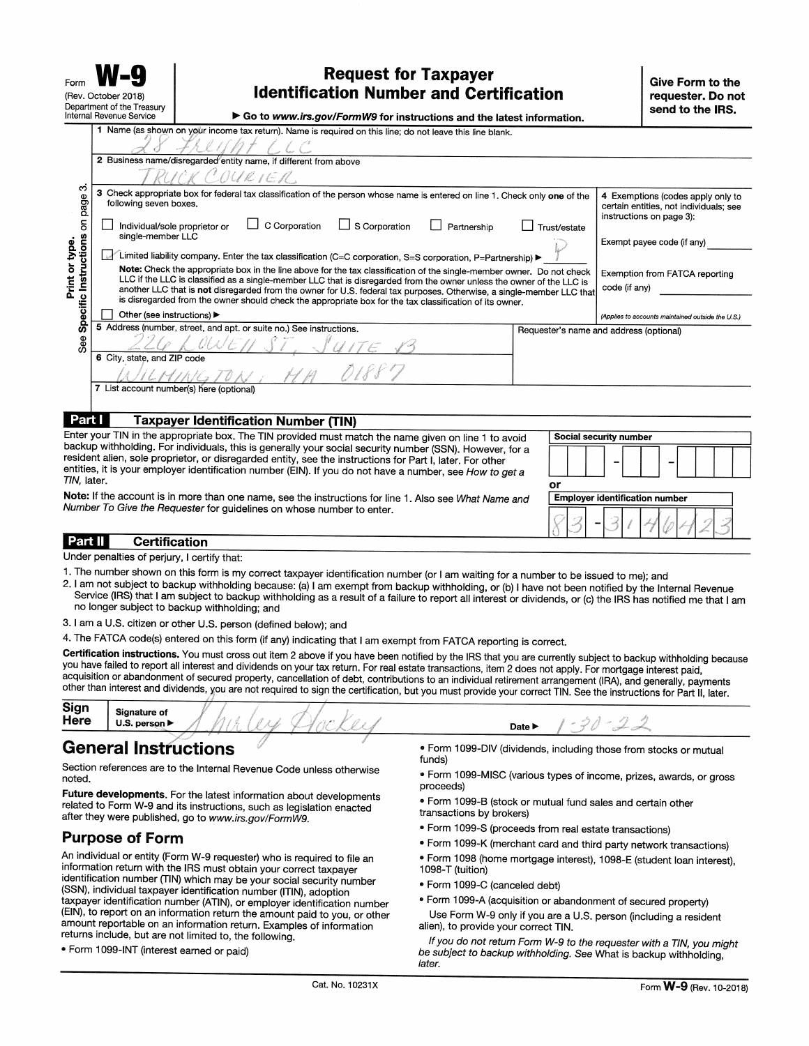Form **W-9** (Rev. October 2018) Department of the Treasury Internal Revenue Service

# Request for Taxpayer Identification Number and Certification

▶ Go to *www.irs.gov/FormW9* for instructions and the latest information.

**Give Form to the requester. Do not send to the IRS.**

Print or type. See **Specific Instructions** on page 3.

1 Name (as shown on your income tax return). Name is required on this line; do not leave this line blank.

28 FREIGHT LLC

2 Business name/disregarded entity name, if different from above

TRUCK COURIER

3 Check appropriate box for federal tax classification of the person whose name is entered on line 1. Check only **one** of the following seven boxes.

- ☐ Individual/sole proprietor or single-member LLC
- ☐ C Corporation
- ☐ S Corporation
- ☐ Partnership
- ☐ Trust/estate
- ☑ Limited liability company. Enter the tax classification (C=C corporation, S=S corporation, P=Partnership) ▶ P

**Note:** Check the appropriate box in the line above for the tax classification of the single-member owner. Do not check LLC if the LLC is classified as a single-member LLC that is disregarded from the owner unless the owner of the LLC is another LLC that is **not** disregarded from the owner for U.S. federal tax purposes. Otherwise, a single-member LLC that is disregarded from the owner should check the appropriate box for the tax classification of its owner.

- ☐ Other (see instructions) ▶

4 Exemptions (codes apply only to certain entities, not individuals; see instructions on page 3):

Exempt payee code (if any) ________

Exemption from FATCA reporting code (if any) ________

*(Applies to accounts maintained outside the U.S.)*

5 Address (number, street, and apt. or suite no.) See instructions.

226 LOWELL ST, SUITE B3

Requester's name and address (optional)

6 City, state, and ZIP code

WILMINGTON, MA 01887

7 List account number(s) here (optional)

## Part I Taxpayer Identification Number (TIN)

Enter your TIN in the appropriate box. The TIN provided must match the name given on line 1 to avoid backup withholding. For individuals, this is generally your social security number (SSN). However, for a resident alien, sole proprietor, or disregarded entity, see the instructions for Part I, later. For other entities, it is your employer identification number (EIN). If you do not have a number, see *How to get a TIN,* later.

**Note:** If the account is in more than one name, see the instructions for line 1. Also see *What Name and Number To Give the Requester* for guidelines on whose number to enter.

**Social security number**

| | | | – | | | – | | | | |
|---|---|---|---|---|---|---|---|---|---|---|

or

**Employer identification number**

| 8 | 3 | – | 3 | 1 | 4 | 6 | 4 | 2 | 3 |
|---|---|---|---|---|---|---|---|---|---|

## Part II Certification

Under penalties of perjury, I certify that:

1. The number shown on this form is my correct taxpayer identification number (or I am waiting for a number to be issued to me); and
2. I am not subject to backup withholding because: (a) I am exempt from backup withholding, or (b) I have not been notified by the Internal Revenue Service (IRS) that I am subject to backup withholding as a result of a failure to report all interest or dividends, or (c) the IRS has notified me that I am no longer subject to backup withholding; and
3. I am a U.S. citizen or other U.S. person (defined below); and
4. The FATCA code(s) entered on this form (if any) indicating that I am exempt from FATCA reporting is correct.

**Certification instructions.** You must cross out item 2 above if you have been notified by the IRS that you are currently subject to backup withholding because you have failed to report all interest and dividends on your tax return. For real estate transactions, item 2 does not apply. For mortgage interest paid, acquisition or abandonment of secured property, cancellation of debt, contributions to an individual retirement arrangement (IRA), and generally, payments other than interest and dividends, you are not required to sign the certification, but you must provide your correct TIN. See the instructions for Part II, later.

**Sign Here** Signature of U.S. person ▶ Shirley Hockey   Date ▶ 1-30-22

# General Instructions

Section references are to the Internal Revenue Code unless otherwise noted.

**Future developments.** For the latest information about developments related to Form W-9 and its instructions, such as legislation enacted after they were published, go to *www.irs.gov/FormW9.*

## Purpose of Form

An individual or entity (Form W-9 requester) who is required to file an information return with the IRS must obtain your correct taxpayer identification number (TIN) which may be your social security number (SSN), individual taxpayer identification number (ITIN), adoption taxpayer identification number (ATIN), or employer identification number (EIN), to report on an information return the amount paid to you, or other amount reportable on an information return. Examples of information returns include, but are not limited to, the following.

- Form 1099-INT (interest earned or paid)
- Form 1099-DIV (dividends, including those from stocks or mutual funds)
- Form 1099-MISC (various types of income, prizes, awards, or gross proceeds)
- Form 1099-B (stock or mutual fund sales and certain other transactions by brokers)
- Form 1099-S (proceeds from real estate transactions)
- Form 1099-K (merchant card and third party network transactions)
- Form 1098 (home mortgage interest), 1098-E (student loan interest), 1098-T (tuition)
- Form 1099-C (canceled debt)
- Form 1099-A (acquisition or abandonment of secured property)

Use Form W-9 only if you are a U.S. person (including a resident alien), to provide your correct TIN.

*If you do not return Form W-9 to the requester with a TIN, you might be subject to backup withholding. See* What is backup withholding, *later.*

Cat. No. 10231X   Form **W-9** (Rev. 10-2018)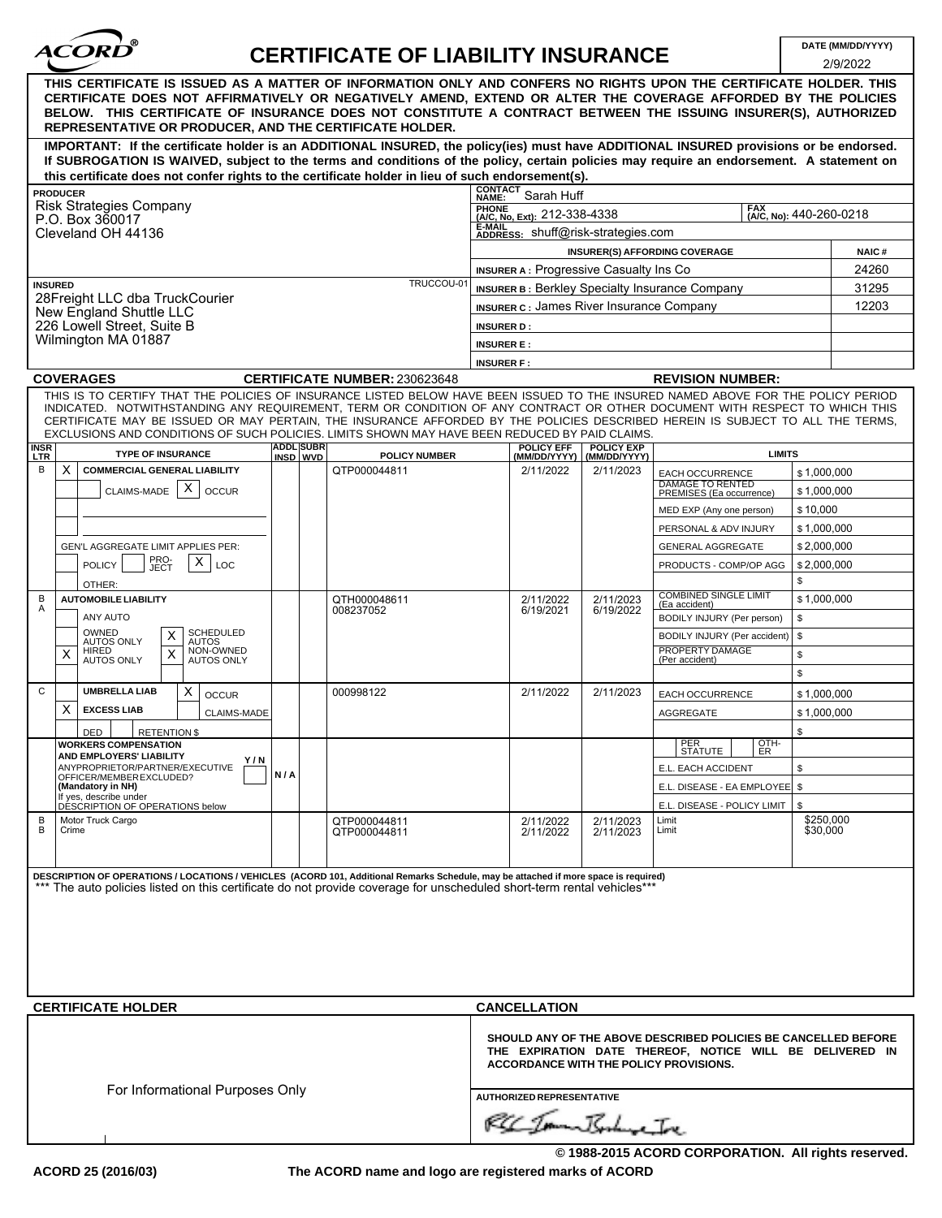# CERTIFICATE OF LIABILITY INSURANCE

ACORD®

**DATE (MM/DD/YYYY)** 2/9/2022

**THIS CERTIFICATE IS ISSUED AS A MATTER OF INFORMATION ONLY AND CONFERS NO RIGHTS UPON THE CERTIFICATE HOLDER. THIS CERTIFICATE DOES NOT AFFIRMATIVELY OR NEGATIVELY AMEND, EXTEND OR ALTER THE COVERAGE AFFORDED BY THE POLICIES BELOW. THIS CERTIFICATE OF INSURANCE DOES NOT CONSTITUTE A CONTRACT BETWEEN THE ISSUING INSURER(S), AUTHORIZED REPRESENTATIVE OR PRODUCER, AND THE CERTIFICATE HOLDER.**

**IMPORTANT: If the certificate holder is an ADDITIONAL INSURED, the policy(ies) must have ADDITIONAL INSURED provisions or be endorsed. If SUBROGATION IS WAIVED, subject to the terms and conditions of the policy, certain policies may require an endorsement. A statement on this certificate does not confer rights to the certificate holder in lieu of such endorsement(s).**

**PRODUCER**
Risk Strategies Company
P.O. Box 360017
Cleveland OH 44136

**CONTACT NAME:** Sarah Huff
**PHONE (A/C, No, Ext):** 212-338-4338 **FAX (A/C, No):** 440-260-0218
**E-MAIL ADDRESS:** shuff@risk-strategies.com

| INSURER(S) AFFORDING COVERAGE | NAIC # |
|---|---|
| INSURER A : Progressive Casualty Ins Co | 24260 |
| INSURER B : Berkley Specialty Insurance Company | 31295 |
| INSURER C : James River Insurance Company | 12203 |
| INSURER D : | |
| INSURER E : | |
| INSURER F : | |

**INSURED** TRUCCOU-01
28Freight LLC dba TruckCourier
New England Shuttle LLC
226 Lowell Street, Suite B
Wilmington MA 01887

**COVERAGES** **CERTIFICATE NUMBER:** 230623648 **REVISION NUMBER:**

THIS IS TO CERTIFY THAT THE POLICIES OF INSURANCE LISTED BELOW HAVE BEEN ISSUED TO THE INSURED NAMED ABOVE FOR THE POLICY PERIOD INDICATED. NOTWITHSTANDING ANY REQUIREMENT, TERM OR CONDITION OF ANY CONTRACT OR OTHER DOCUMENT WITH RESPECT TO WHICH THIS CERTIFICATE MAY BE ISSUED OR MAY PERTAIN, THE INSURANCE AFFORDED BY THE POLICIES DESCRIBED HEREIN IS SUBJECT TO ALL THE TERMS, EXCLUSIONS AND CONDITIONS OF SUCH POLICIES. LIMITS SHOWN MAY HAVE BEEN REDUCED BY PAID CLAIMS.

| INSR LTR | TYPE OF INSURANCE | ADDL INSD | SUBR WVD | POLICY NUMBER | POLICY EFF (MM/DD/YYYY) | POLICY EXP (MM/DD/YYYY) | LIMITS | |
|---|---|---|---|---|---|---|---|---|
| B | X COMMERCIAL GENERAL LIABILITY | | | QTP000044811 | 2/11/2022 | 2/11/2023 | EACH OCCURRENCE | $ 1,000,000 |
| | CLAIMS-MADE X OCCUR | | | | | | DAMAGE TO RENTED PREMISES (Ea occurrence) | $ 1,000,000 |
| | | | | | | | MED EXP (Any one person) | $ 10,000 |
| | | | | | | | PERSONAL & ADV INJURY | $ 1,000,000 |
| | GEN'L AGGREGATE LIMIT APPLIES PER: | | | | | | GENERAL AGGREGATE | $ 2,000,000 |
| | POLICY PRO-JECT X LOC | | | | | | PRODUCTS - COMP/OP AGG | $ 2,000,000 |
| | OTHER: | | | | | | | $ |
| B<br>A | AUTOMOBILE LIABILITY | | | QTH000048611<br>008237052 | 2/11/2022<br>6/19/2021 | 2/11/2023<br>6/19/2022 | COMBINED SINGLE LIMIT (Ea accident) | $ 1,000,000 |
| | ANY AUTO | | | | | | BODILY INJURY (Per person) | $ |
| | OWNED AUTOS ONLY X SCHEDULED AUTOS | | | | | | BODILY INJURY (Per accident) | $ |
| | X HIRED AUTOS ONLY X NON-OWNED AUTOS ONLY | | | | | | PROPERTY DAMAGE (Per accident) | $ |
| | | | | | | | | $ |
| C | UMBRELLA LIAB X OCCUR | | | 000998122 | 2/11/2022 | 2/11/2023 | EACH OCCURRENCE | $ 1,000,000 |
| | X EXCESS LIAB CLAIMS-MADE | | | | | | AGGREGATE | $ 1,000,000 |
| | DED RETENTION $ | | | | | | | $ |
| | WORKERS COMPENSATION AND EMPLOYERS' LIABILITY Y/N | | | | | | PER STATUTE / OTH-ER | |
| | ANYPROPRIETOR/PARTNER/EXECUTIVE OFFICER/MEMBER EXCLUDED? (Mandatory in NH) | N / A | | | | | E.L. EACH ACCIDENT | $ |
| | If yes, describe under DESCRIPTION OF OPERATIONS below | | | | | | E.L. DISEASE - EA EMPLOYEE | $ |
| | | | | | | | E.L. DISEASE - POLICY LIMIT | $ |
| B | Motor Truck Cargo | | | QTP000044811 | 2/11/2022 | 2/11/2023 | Limit | $250,000 |
| B | Crime | | | QTP000044811 | 2/11/2022 | 2/11/2023 | Limit | $30,000 |

**DESCRIPTION OF OPERATIONS / LOCATIONS / VEHICLES (ACORD 101, Additional Remarks Schedule, may be attached if more space is required)**
\*\*\* The auto policies listed on this certificate do not provide coverage for unscheduled short-term rental vehicles\*\*\*

**CERTIFICATE HOLDER**

For Informational Purposes Only

**CANCELLATION**

**SHOULD ANY OF THE ABOVE DESCRIBED POLICIES BE CANCELLED BEFORE THE EXPIRATION DATE THEREOF, NOTICE WILL BE DELIVERED IN ACCORDANCE WITH THE POLICY PROVISIONS.**

**AUTHORIZED REPRESENTATIVE**

© 1988-2015 ACORD CORPORATION. All rights reserved.

ACORD 25 (2016/03) The ACORD name and logo are registered marks of ACORD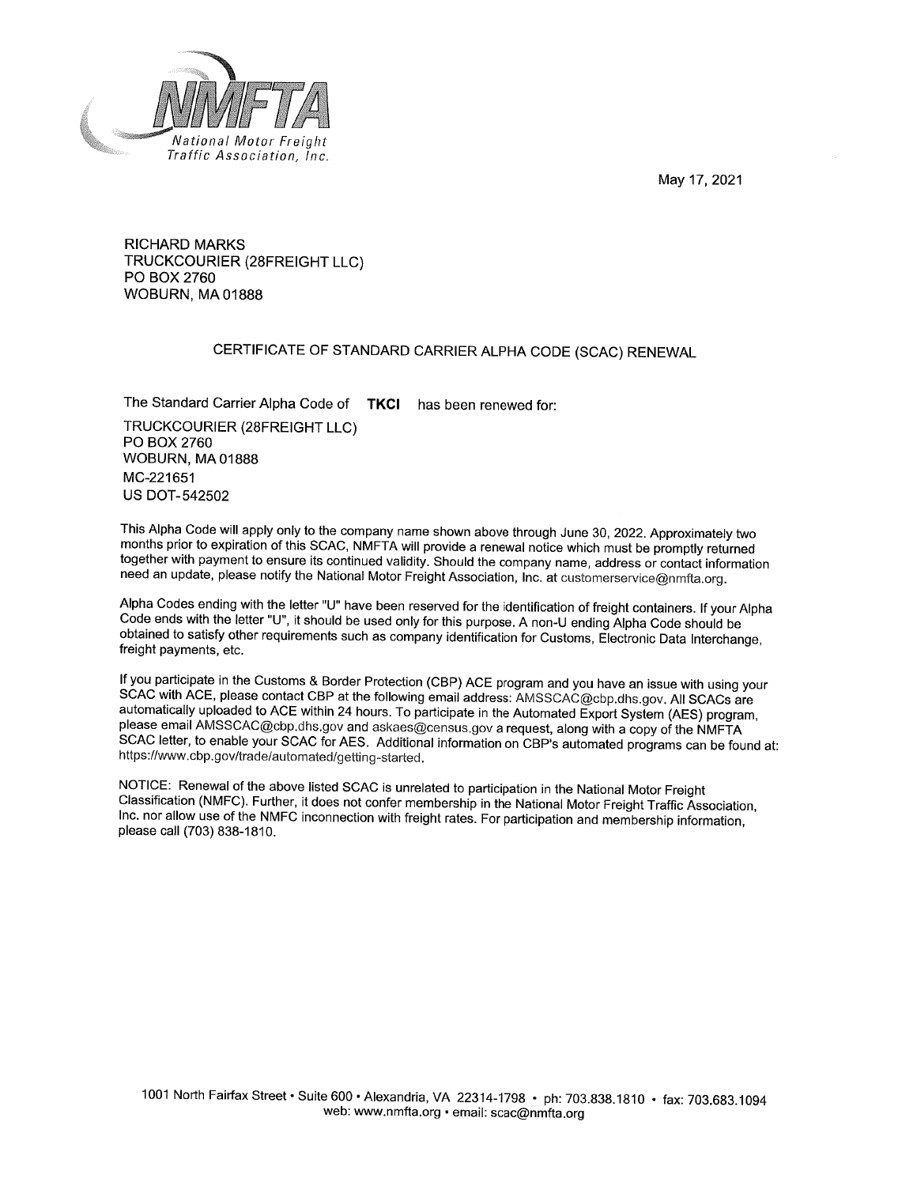NMFTA
National Motor Freight Traffic Association, Inc.

May 17, 2021

RICHARD MARKS
TRUCKCOURIER (28FREIGHT LLC)
PO BOX 2760
WOBURN, MA 01888

## CERTIFICATE OF STANDARD CARRIER ALPHA CODE (SCAC) RENEWAL

The Standard Carrier Alpha Code of **TKCI** has been renewed for:

TRUCKCOURIER (28FREIGHT LLC)
PO BOX 2760
WOBURN, MA 01888
MC-221651
US DOT-542502

This Alpha Code will apply only to the company name shown above through June 30, 2022. Approximately two months prior to expiration of this SCAC, NMFTA will provide a renewal notice which must be promptly returned together with payment to ensure its continued validity. Should the company name, address or contact information need an update, please notify the National Motor Freight Association, Inc. at customerservice@nmfta.org.

Alpha Codes ending with the letter "U" have been reserved for the identification of freight containers. If your Alpha Code ends with the letter "U", it should be used only for this purpose. A non-U ending Alpha Code should be obtained to satisfy other requirements such as company identification for Customs, Electronic Data Interchange, freight payments, etc.

If you participate in the Customs & Border Protection (CBP) ACE program and you have an issue with using your SCAC with ACE, please contact CBP at the following email address: AMSSCAC@cbp.dhs.gov. All SCACs are automatically uploaded to ACE within 24 hours. To participate in the Automated Export System (AES) program, please email AMSSCAC@cbp.dhs.gov and askaes@census.gov a request, along with a copy of the NMFTA SCAC letter, to enable your SCAC for AES. Additional information on CBP's automated programs can be found at: https://www.cbp.gov/trade/automated/getting-started.

NOTICE: Renewal of the above listed SCAC is unrelated to participation in the National Motor Freight Classification (NMFC). Further, it does not confer membership in the National Motor Freight Traffic Association, Inc. nor allow use of the NMFC inconnection with freight rates. For participation and membership information, please call (703) 838-1810.

1001 North Fairfax Street • Suite 600 • Alexandria, VA 22314-1798 • ph: 703.838.1810 • fax: 703.683.1094
web: www.nmfta.org • email: scac@nmfta.org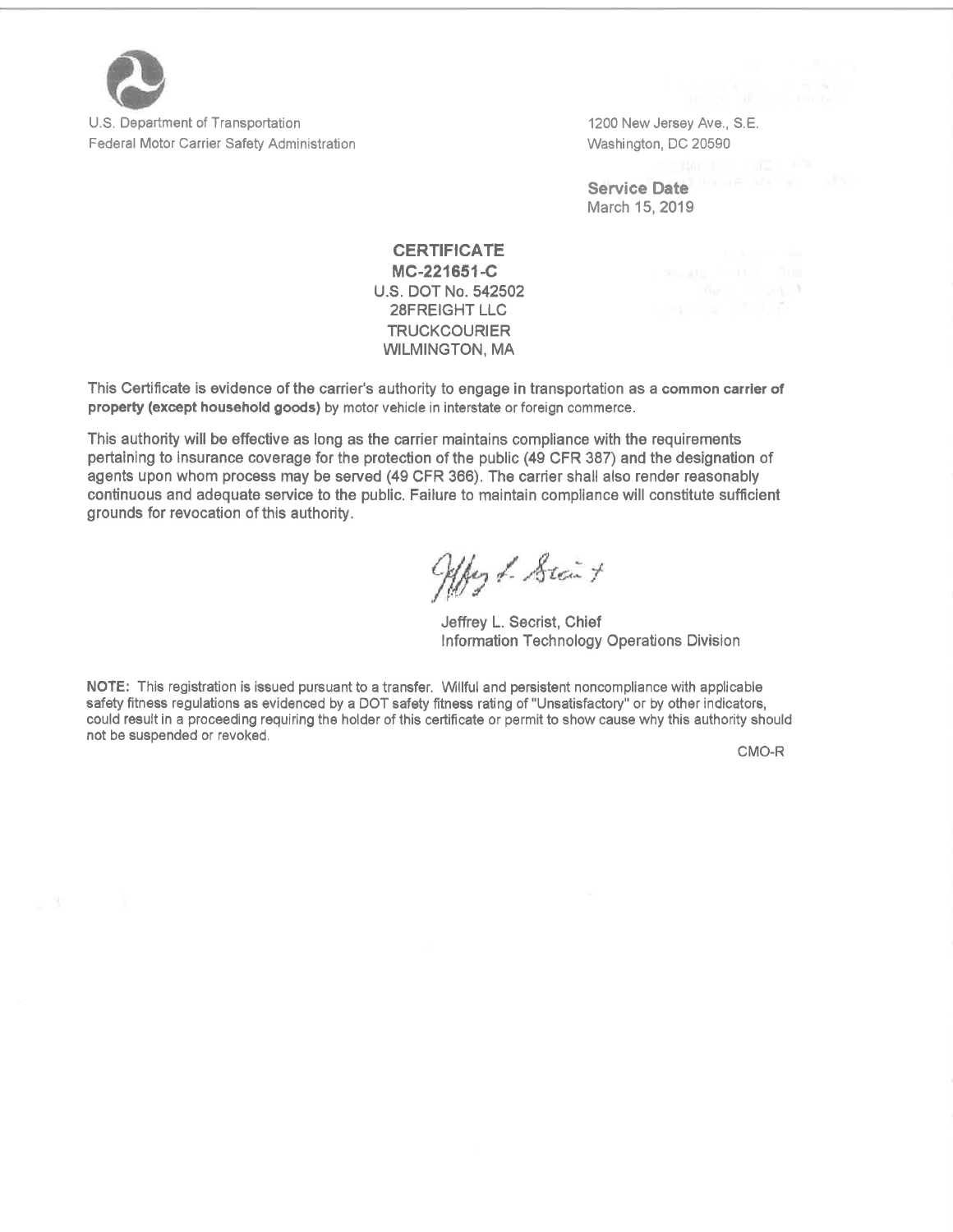U.S. Department of Transportation
Federal Motor Carrier Safety Administration

1200 New Jersey Ave., S.E.
Washington, DC 20590

**Service Date**
March 15, 2019

**CERTIFICATE**
**MC-221651-C**
U.S. DOT No. 542502
28FREIGHT LLC
TRUCKCOURIER
WILMINGTON, MA

This Certificate is evidence of the carrier's authority to engage in transportation as a **common carrier of property (except household goods)** by motor vehicle in interstate or foreign commerce.

This authority will be effective as long as the carrier maintains compliance with the requirements pertaining to insurance coverage for the protection of the public (49 CFR 387) and the designation of agents upon whom process may be served (49 CFR 366). The carrier shall also render reasonably continuous and adequate service to the public. Failure to maintain compliance will constitute sufficient grounds for revocation of this authority.

Jeffrey L. Secrist, Chief
Information Technology Operations Division

**NOTE:** This registration is issued pursuant to a transfer. Willful and persistent noncompliance with applicable safety fitness regulations as evidenced by a DOT safety fitness rating of "Unsatisfactory" or by other indicators, could result in a proceeding requiring the holder of this certificate or permit to show cause why this authority should not be suspended or revoked.

CMO-R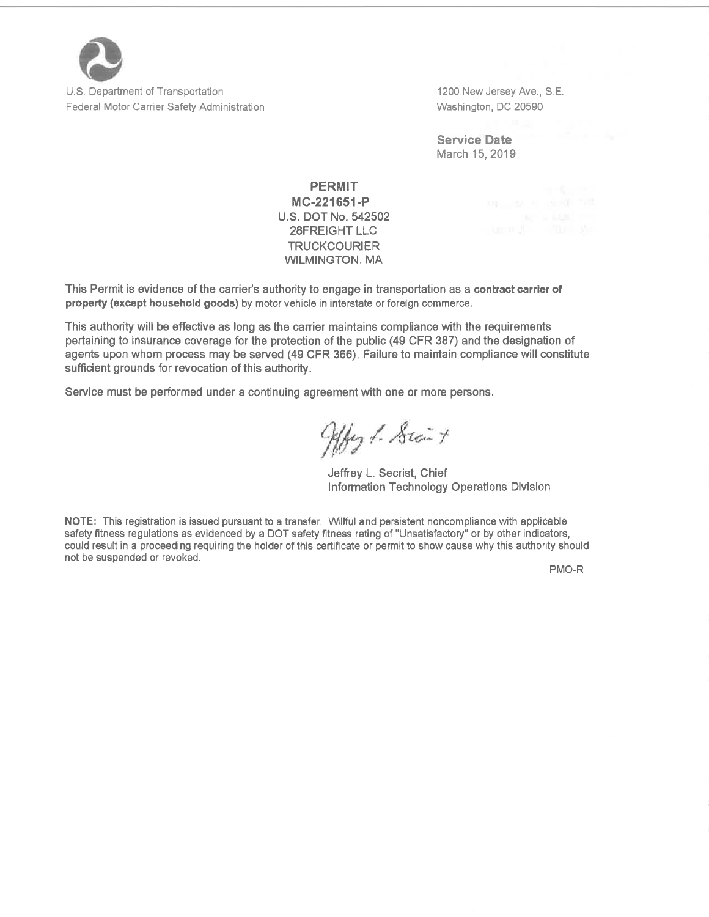U.S. Department of Transportation
Federal Motor Carrier Safety Administration

1200 New Jersey Ave., S.E.
Washington, DC 20590

**Service Date**
March 15, 2019

**PERMIT**
**MC-221651-P**
U.S. DOT No. 542502
28FREIGHT LLC
TRUCKCOURIER
WILMINGTON, MA

This Permit is evidence of the carrier's authority to engage in transportation as a **contract carrier of property (except household goods)** by motor vehicle in interstate or foreign commerce.

This authority will be effective as long as the carrier maintains compliance with the requirements pertaining to insurance coverage for the protection of the public (49 CFR 387) and the designation of agents upon whom process may be served (49 CFR 366). Failure to maintain compliance will constitute sufficient grounds for revocation of this authority.

Service must be performed under a continuing agreement with one or more persons.

Jeffrey L. Secrist, Chief
Information Technology Operations Division

**NOTE:** This registration is issued pursuant to a transfer. Willful and persistent noncompliance with applicable safety fitness regulations as evidenced by a DOT safety fitness rating of "Unsatisfactory" or by other indicators, could result in a proceeding requiring the holder of this certificate or permit to show cause why this authority should not be suspended or revoked.

PMO-R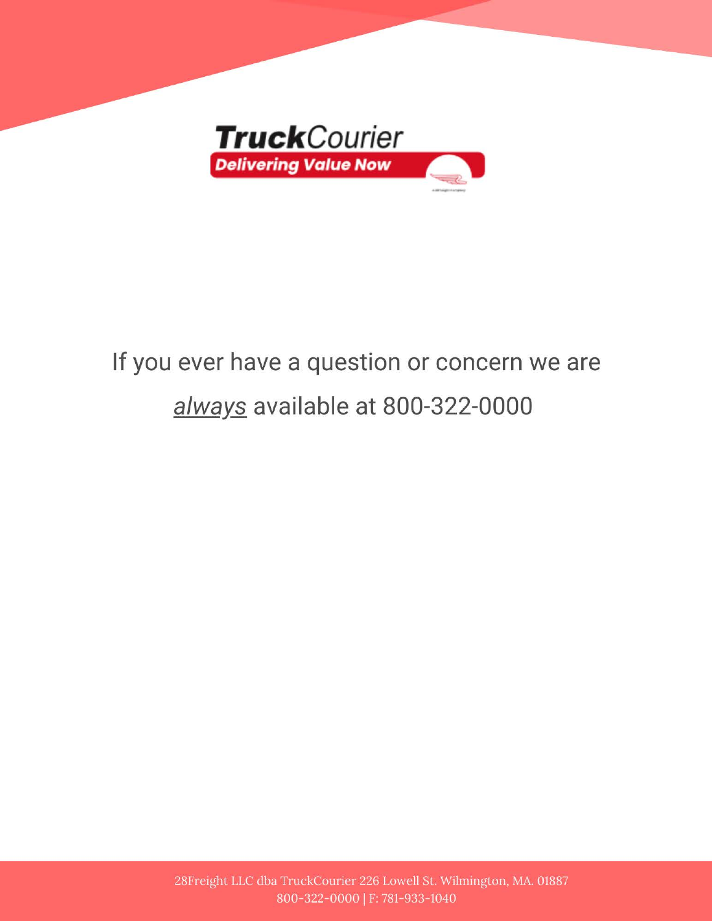TruckCourier

Delivering Value Now

If you ever have a question or concern we are *always* available at 800-322-0000

28Freight LLC dba TruckCourier 226 Lowell St. Wilmington, MA. 01887
800-322-0000 | F: 781-933-1040